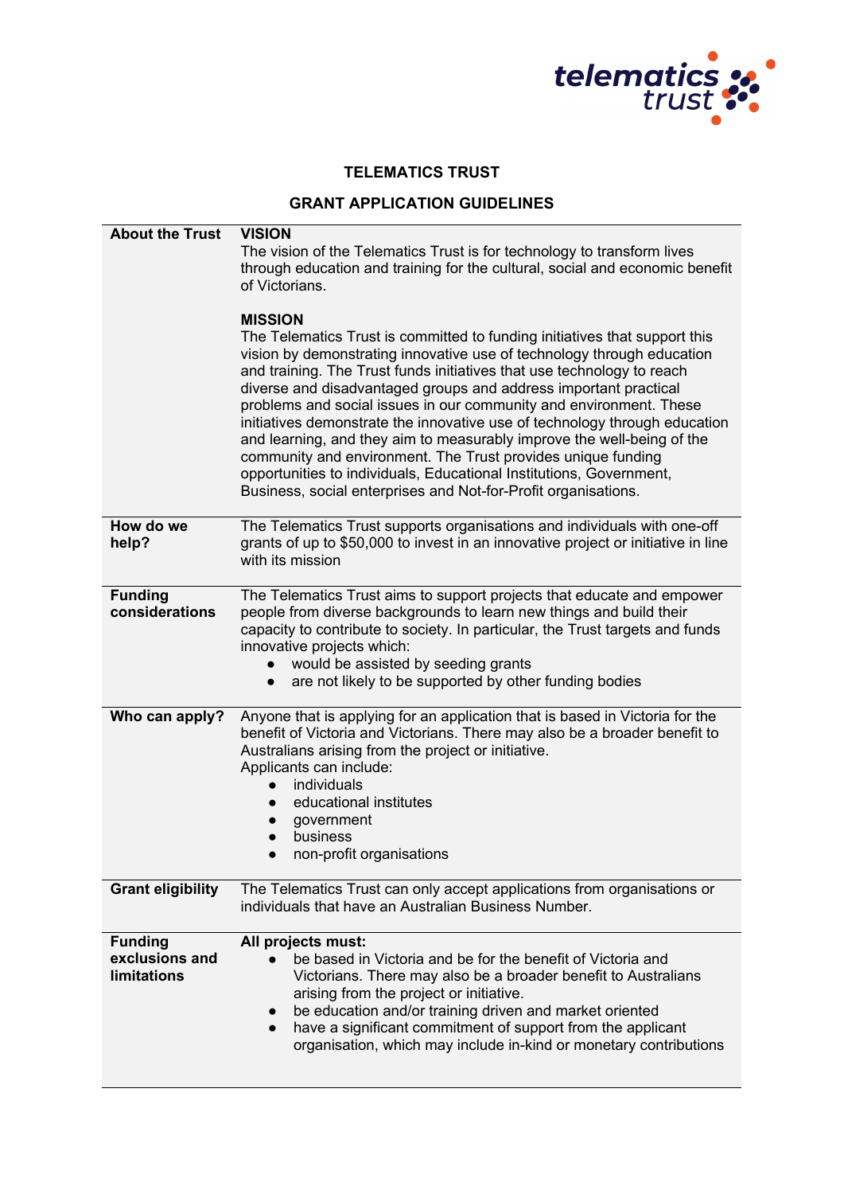# TELEMATICS TRUST

## GRANT APPLICATION GUIDELINES

| | |
|---|---|
| **About the Trust** | **VISION**<br>The vision of the Telematics Trust is for technology to transform lives through education and training for the cultural, social and economic benefit of Victorians.<br><br>**MISSION**<br>The Telematics Trust is committed to funding initiatives that support this vision by demonstrating innovative use of technology through education and training. The Trust funds initiatives that use technology to reach diverse and disadvantaged groups and address important practical problems and social issues in our community and environment. These initiatives demonstrate the innovative use of technology through education and learning, and they aim to measurably improve the well-being of the community and environment. The Trust provides unique funding opportunities to individuals, Educational Institutions, Government, Business, social enterprises and Not-for-Profit organisations. |
| **How do we help?** | The Telematics Trust supports organisations and individuals with one-off grants of up to $50,000 to invest in an innovative project or initiative in line with its mission |
| **Funding considerations** | The Telematics Trust aims to support projects that educate and empower people from diverse backgrounds to learn new things and build their capacity to contribute to society. In particular, the Trust targets and funds innovative projects which:<br>● would be assisted by seeding grants<br>● are not likely to be supported by other funding bodies |
| **Who can apply?** | Anyone that is applying for an application that is based in Victoria for the benefit of Victoria and Victorians. There may also be a broader benefit to Australians arising from the project or initiative.<br>Applicants can include:<br>● individuals<br>● educational institutes<br>● government<br>● business<br>● non-profit organisations |
| **Grant eligibility** | The Telematics Trust can only accept applications from organisations or individuals that have an Australian Business Number. |
| **Funding exclusions and limitations** | **All projects must:**<br>● be based in Victoria and be for the benefit of Victoria and Victorians. There may also be a broader benefit to Australians arising from the project or initiative.<br>● be education and/or training driven and market oriented<br>● have a significant commitment of support from the applicant organisation, which may include in-kind or monetary contributions |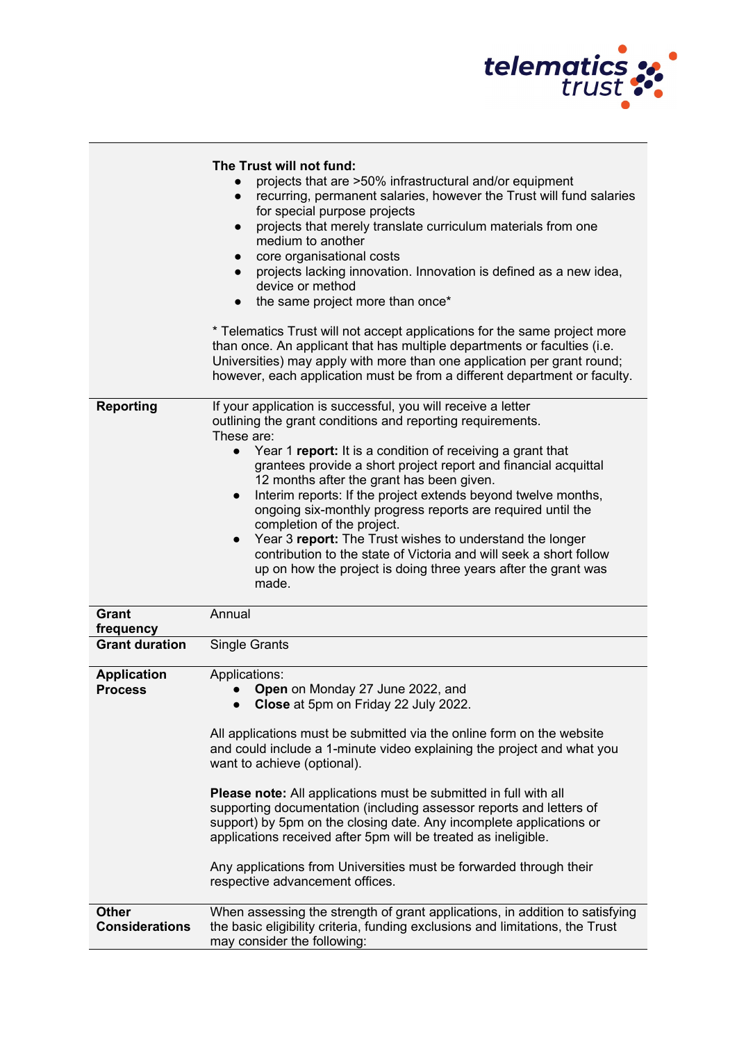| | |
|---|---|
| | **The Trust will not fund:**<br>● projects that are >50% infrastructural and/or equipment<br>● recurring, permanent salaries, however the Trust will fund salaries for special purpose projects<br>● projects that merely translate curriculum materials from one medium to another<br>● core organisational costs<br>● projects lacking innovation. Innovation is defined as a new idea, device or method<br>● the same project more than once*<br><br>* Telematics Trust will not accept applications for the same project more than once. An applicant that has multiple departments or faculties (i.e. Universities) may apply with more than one application per grant round; however, each application must be from a different department or faculty. |
| **Reporting** | If your application is successful, you will receive a letter outlining the grant conditions and reporting requirements.<br>These are:<br>● Year 1 **report:** It is a condition of receiving a grant that grantees provide a short project report and financial acquittal 12 months after the grant has been given.<br>● Interim reports: If the project extends beyond twelve months, ongoing six-monthly progress reports are required until the completion of the project.<br>● Year 3 **report:** The Trust wishes to understand the longer contribution to the state of Victoria and will seek a short follow up on how the project is doing three years after the grant was made. |
| **Grant frequency** | Annual |
| **Grant duration** | Single Grants |
| **Application Process** | Applications:<br>● **Open** on Monday 27 June 2022, and<br>● **Close** at 5pm on Friday 22 July 2022.<br><br>All applications must be submitted via the online form on the website and could include a 1-minute video explaining the project and what you want to achieve (optional).<br><br>**Please note:** All applications must be submitted in full with all supporting documentation (including assessor reports and letters of support) by 5pm on the closing date. Any incomplete applications or applications received after 5pm will be treated as ineligible.<br><br>Any applications from Universities must be forwarded through their respective advancement offices. |
| **Other Considerations** | When assessing the strength of grant applications, in addition to satisfying the basic eligibility criteria, funding exclusions and limitations, the Trust may consider the following: |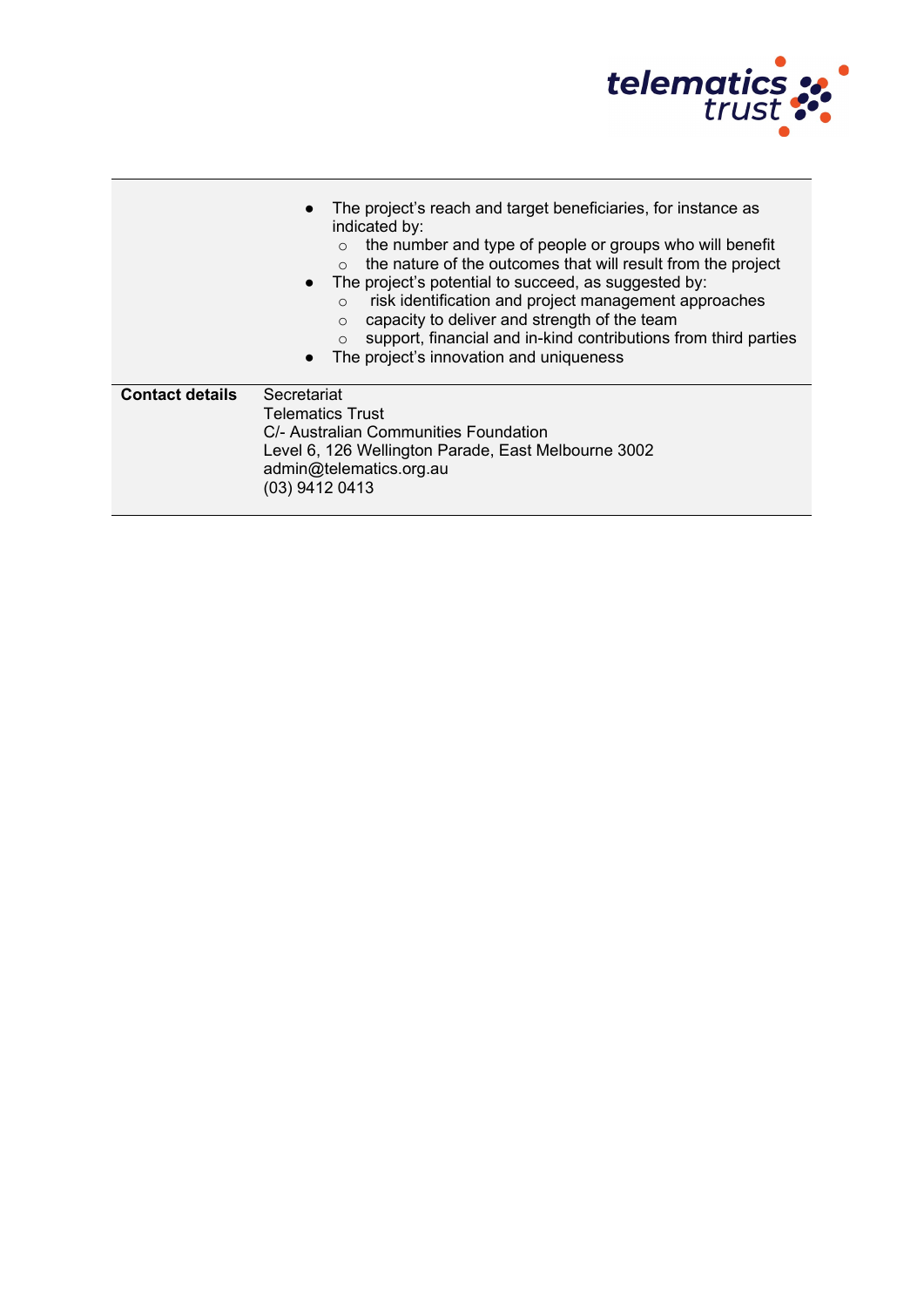| | |
|---|---|
| | ● The project's reach and target beneficiaries, for instance as indicated by:<br>○ the number and type of people or groups who will benefit<br>○ the nature of the outcomes that will result from the project<br>● The project's potential to succeed, as suggested by:<br>○ risk identification and project management approaches<br>○ capacity to deliver and strength of the team<br>○ support, financial and in-kind contributions from third parties<br>● The project's innovation and uniqueness |
| **Contact details** | Secretariat<br>Telematics Trust<br>C/- Australian Communities Foundation<br>Level 6, 126 Wellington Parade, East Melbourne 3002<br>admin@telematics.org.au<br>(03) 9412 0413 |